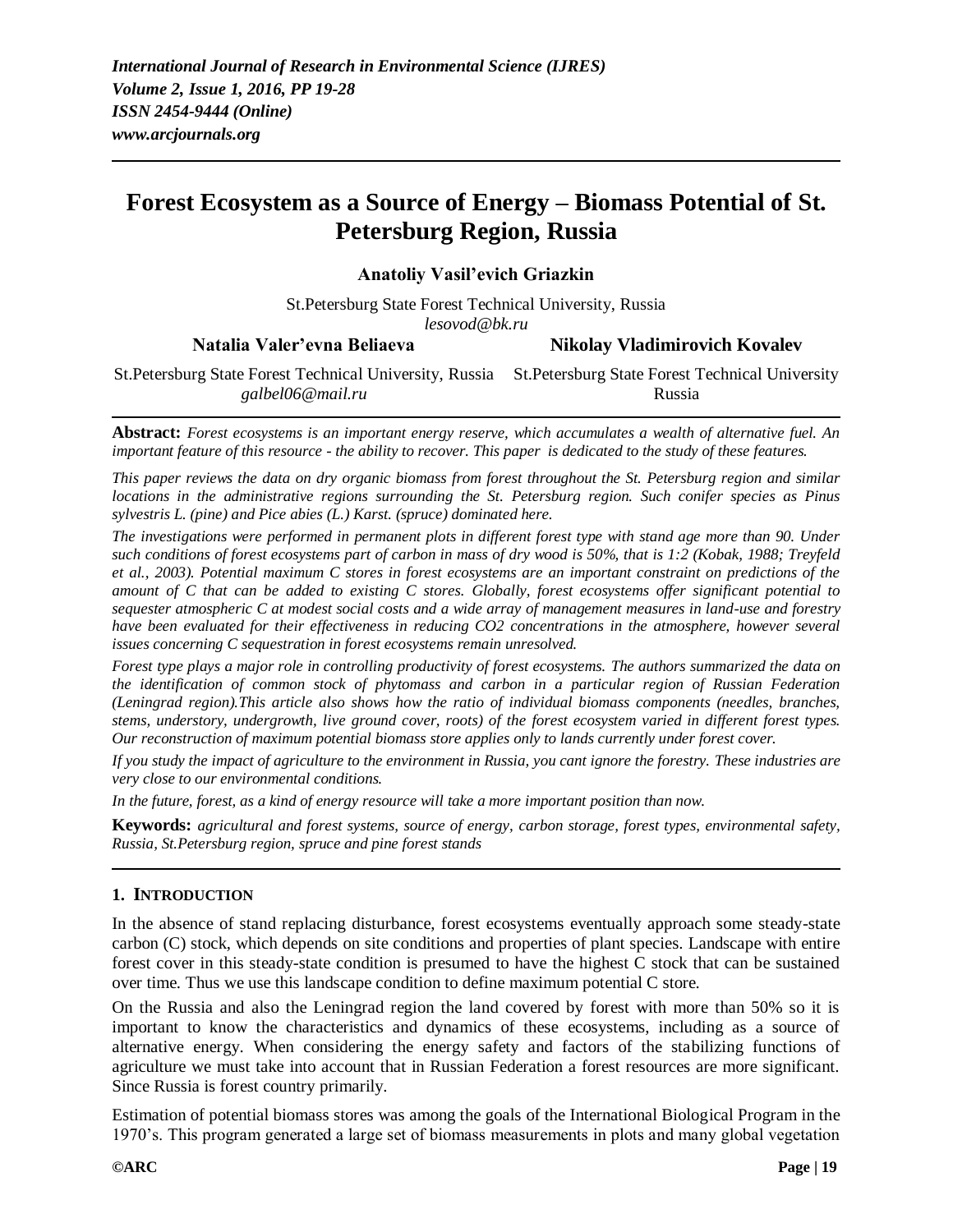# Forest Ecosystem as a Source of Energy – Biomass Potential of St. Petersburg Region, Russia

**Anatoliy Vasil'evich Griazkin**

St.Petersburg State Forest Technical University, Russia
*lesovod@bk.ru*

**Natalia Valer'evna Beliaeva**

St.Petersburg State Forest Technical University, Russia
*galbel06@mail.ru*

**Nikolay Vladimirovich Kovalev**

St.Petersburg State Forest Technical University
Russia

**Abstract:** *Forest ecosystems is an important energy reserve, which accumulates a wealth of alternative fuel. An important feature of this resource - the ability to recover. This paper is dedicated to the study of these features.*

*This paper reviews the data on dry organic biomass from forest throughout the St. Petersburg region and similar locations in the administrative regions surrounding the St. Petersburg region. Such conifer species as Pinus sylvestris L. (pine) and Pice abies (L.) Karst. (spruce) dominated here.*

*The investigations were performed in permanent plots in different forest type with stand age more than 90. Under such conditions of forest ecosystems part of carbon in mass of dry wood is 50%, that is 1:2 (Kobak, 1988; Treyfeld et al., 2003). Potential maximum C stores in forest ecosystems are an important constraint on predictions of the amount of C that can be added to existing C stores. Globally, forest ecosystems offer significant potential to sequester atmospheric C at modest social costs and a wide array of management measures in land-use and forestry have been evaluated for their effectiveness in reducing CO2 concentrations in the atmosphere, however several issues concerning C sequestration in forest ecosystems remain unresolved.*

*Forest type plays a major role in controlling productivity of forest ecosystems. The authors summarized the data on the identification of common stock of phytomass and carbon in a particular region of Russian Federation (Leningrad region).This article also shows how the ratio of individual biomass components (needles, branches, stems, understory, undergrowth, live ground cover, roots) of the forest ecosystem varied in different forest types. Our reconstruction of maximum potential biomass store applies only to lands currently under forest cover.*

*If you study the impact of agriculture to the environment in Russia, you cant ignore the forestry. These industries are very close to our environmental conditions.*

*In the future, forest, as a kind of energy resource will take a more important position than now.*

**Keywords:** *agricultural and forest systems, source of energy, carbon storage, forest types, environmental safety, Russia, St.Petersburg region, spruce and pine forest stands*

## 1. Introduction

In the absence of stand replacing disturbance, forest ecosystems eventually approach some steady-state carbon (C) stock, which depends on site conditions and properties of plant species. Landscape with entire forest cover in this steady-state condition is presumed to have the highest C stock that can be sustained over time. Thus we use this landscape condition to define maximum potential C store.

On the Russia and also the Leningrad region the land covered by forest with more than 50% so it is important to know the characteristics and dynamics of these ecosystems, including as a source of alternative energy. When considering the energy safety and factors of the stabilizing functions of agriculture we must take into account that in Russian Federation a forest resources are more significant. Since Russia is forest country primarily.

Estimation of potential biomass stores was among the goals of the International Biological Program in the 1970's. This program generated a large set of biomass measurements in plots and many global vegetation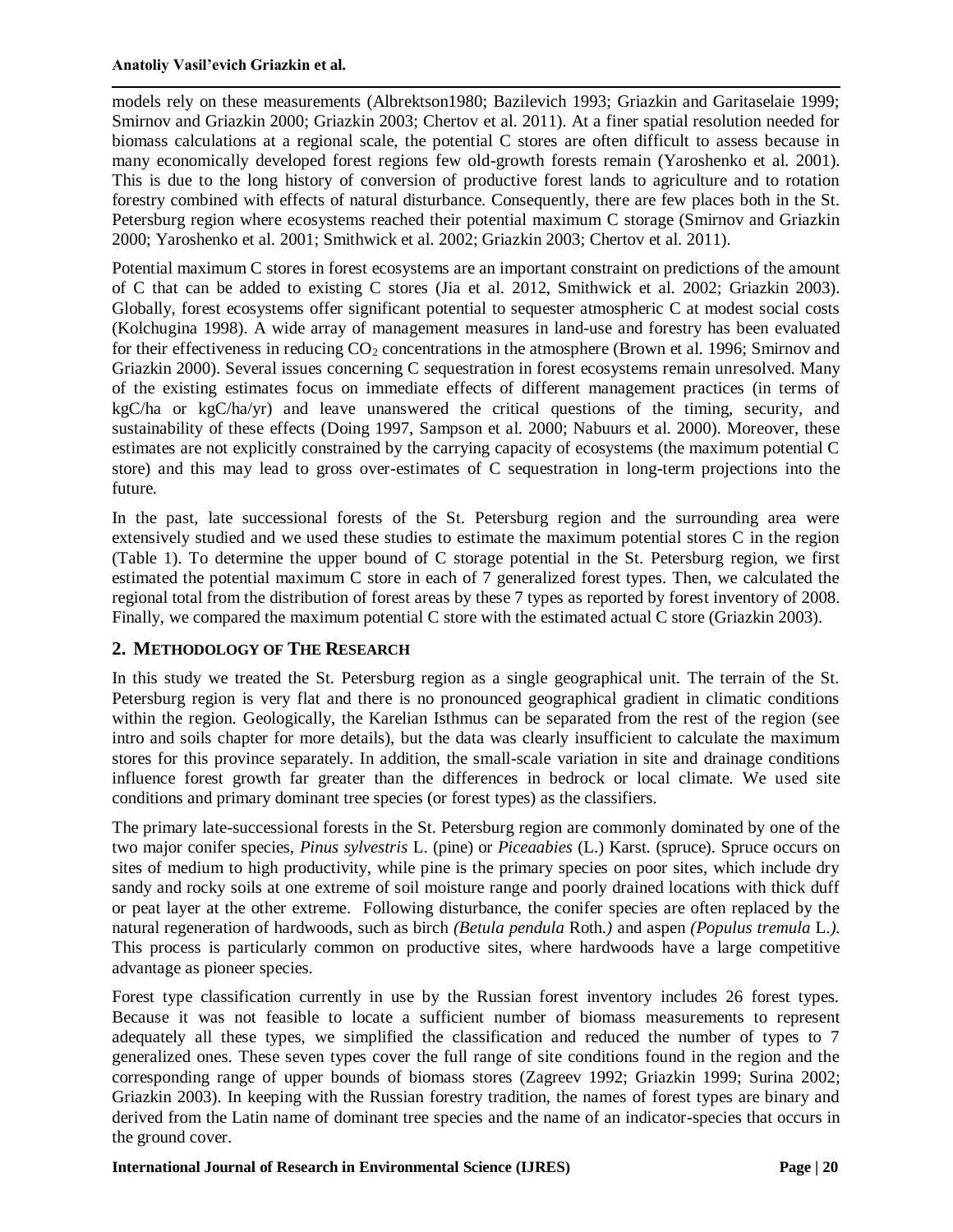models rely on these measurements (Albrektson1980; Bazilevich 1993; Griazkin and Garitaselaie 1999; Smirnov and Griazkin 2000; Griazkin 2003; Chertov et al. 2011). At a finer spatial resolution needed for biomass calculations at a regional scale, the potential C stores are often difficult to assess because in many economically developed forest regions few old-growth forests remain (Yaroshenko et al. 2001). This is due to the long history of conversion of productive forest lands to agriculture and to rotation forestry combined with effects of natural disturbance. Consequently, there are few places both in the St. Petersburg region where ecosystems reached their potential maximum C storage (Smirnov and Griazkin 2000; Yaroshenko et al. 2001; Smithwick et al. 2002; Griazkin 2003; Chertov et al. 2011).

Potential maximum C stores in forest ecosystems are an important constraint on predictions of the amount of C that can be added to existing C stores (Jia et al. 2012, Smithwick et al. 2002; Griazkin 2003). Globally, forest ecosystems offer significant potential to sequester atmospheric C at modest social costs (Kolchugina 1998). A wide array of management measures in land-use and forestry has been evaluated for their effectiveness in reducing $CO_2$ concentrations in the atmosphere (Brown et al. 1996; Smirnov and Griazkin 2000). Several issues concerning C sequestration in forest ecosystems remain unresolved. Many of the existing estimates focus on immediate effects of different management practices (in terms of kgC/ha or kgC/ha/yr) and leave unanswered the critical questions of the timing, security, and sustainability of these effects (Doing 1997, Sampson et al. 2000; Nabuurs et al. 2000). Moreover, these estimates are not explicitly constrained by the carrying capacity of ecosystems (the maximum potential C store) and this may lead to gross over-estimates of C sequestration in long-term projections into the future.

In the past, late successional forests of the St. Petersburg region and the surrounding area were extensively studied and we used these studies to estimate the maximum potential stores C in the region (Table 1). To determine the upper bound of C storage potential in the St. Petersburg region, we first estimated the potential maximum C store in each of 7 generalized forest types. Then, we calculated the regional total from the distribution of forest areas by these 7 types as reported by forest inventory of 2008. Finally, we compared the maximum potential C store with the estimated actual C store (Griazkin 2003).

## 2. Methodology of The Research

In this study we treated the St. Petersburg region as a single geographical unit. The terrain of the St. Petersburg region is very flat and there is no pronounced geographical gradient in climatic conditions within the region. Geologically, the Karelian Isthmus can be separated from the rest of the region (see intro and soils chapter for more details), but the data was clearly insufficient to calculate the maximum stores for this province separately. In addition, the small-scale variation in site and drainage conditions influence forest growth far greater than the differences in bedrock or local climate. We used site conditions and primary dominant tree species (or forest types) as the classifiers.

The primary late-successional forests in the St. Petersburg region are commonly dominated by one of the two major conifer species, *Pinus sylvestris* L. (pine) or *Piceaabies* (L.) Karst. (spruce). Spruce occurs on sites of medium to high productivity, while pine is the primary species on poor sites, which include dry sandy and rocky soils at one extreme of soil moisture range and poorly drained locations with thick duff or peat layer at the other extreme. Following disturbance, the conifer species are often replaced by the natural regeneration of hardwoods, such as birch *(Betula pendula* Roth.*)* and aspen *(Populus tremula* L.*)*. This process is particularly common on productive sites, where hardwoods have a large competitive advantage as pioneer species.

Forest type classification currently in use by the Russian forest inventory includes 26 forest types. Because it was not feasible to locate a sufficient number of biomass measurements to represent adequately all these types, we simplified the classification and reduced the number of types to 7 generalized ones. These seven types cover the full range of site conditions found in the region and the corresponding range of upper bounds of biomass stores (Zagreev 1992; Griazkin 1999; Surina 2002; Griazkin 2003). In keeping with the Russian forestry tradition, the names of forest types are binary and derived from the Latin name of dominant tree species and the name of an indicator-species that occurs in the ground cover.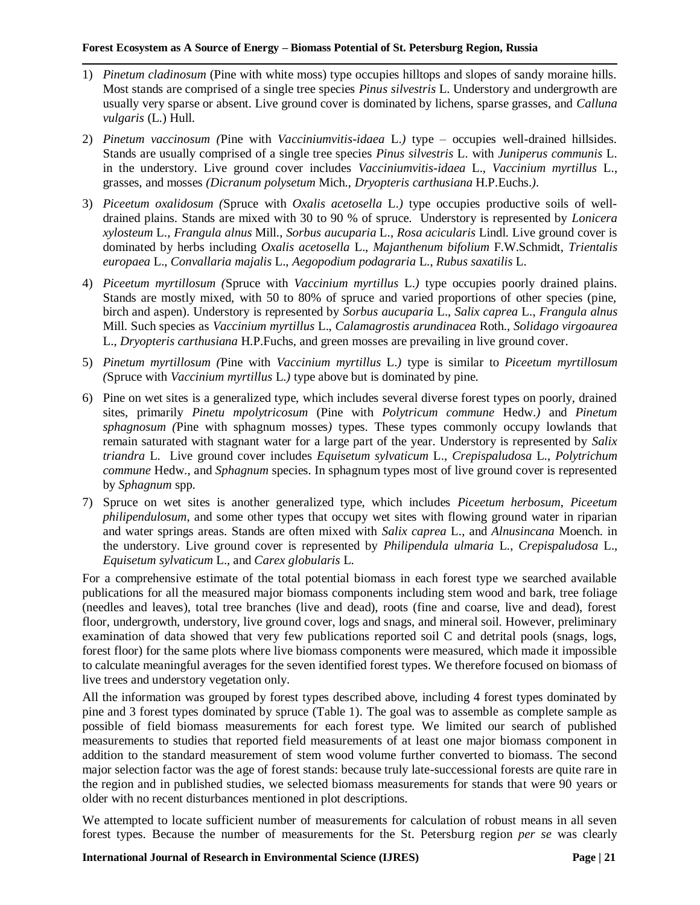1) *Pinetum cladinosum* (Pine with white moss) type occupies hilltops and slopes of sandy moraine hills. Most stands are comprised of a single tree species *Pinus silvestris* L. Understory and undergrowth are usually very sparse or absent. Live ground cover is dominated by lichens, sparse grasses, and *Calluna vulgaris* (L.) Hull.

2) *Pinetum vaccinosum (*Pine with *Vacciniumvitis-idaea* L.*)* type – occupies well-drained hillsides. Stands are usually comprised of a single tree species *Pinus silvestris* L. with *Juniperus communis* L. in the understory. Live ground cover includes *Vacciniumvitis-idaea* L., *Vaccinium myrtillus* L., grasses, and mosses *(Dicranum polysetum* Mich., *Dryopteris carthusiana* H.P.Euchs.*)*.

3) *Piceetum oxalidosum (*Spruce with *Oxalis acetosella* L.*)* type occupies productive soils of well-drained plains. Stands are mixed with 30 to 90 % of spruce. Understory is represented by *Lonicera xylosteum* L., *Frangula alnus* Mill., *Sorbus aucuparia* L., *Rosa acicularis* Lindl. Live ground cover is dominated by herbs including *Oxalis acetosella* L., *Majanthenum bifolium* F.W.Schmidt, *Trientalis europaea* L., *Convallaria majalis* L., *Aegopodium podagraria* L., *Rubus saxatilis* L.

4) *Piceetum myrtillosum (*Spruce with *Vaccinium myrtillus* L.*)* type occupies poorly drained plains. Stands are mostly mixed, with 50 to 80% of spruce and varied proportions of other species (pine, birch and aspen). Understory is represented by *Sorbus aucuparia* L., *Salix caprea* L., *Frangula alnus* Mill. Such species as *Vaccinium myrtillus* L., *Calamagrostis arundinacea* Roth., *Solidago virgoaurea* L., *Dryopteris carthusiana* H.P.Fuchs, and green mosses are prevailing in live ground cover.

5) *Pinetum myrtillosum (*Pine with *Vaccinium myrtillus* L.*)* type is similar to *Piceetum myrtillosum (*Spruce with *Vaccinium myrtillus* L.*)* type above but is dominated by pine.

6) Pine on wet sites is a generalized type, which includes several diverse forest types on poorly, drained sites, primarily *Pinetu mpolytricosum* (Pine with *Polytricum commune* Hedw.*)* and *Pinetum sphagnosum (*Pine with sphagnum mosses*)* types. These types commonly occupy lowlands that remain saturated with stagnant water for a large part of the year. Understory is represented by *Salix triandra* L. Live ground cover includes *Equisetum sylvaticum* L., *Crepispaludosa* L., *Polytrichum commune* Hedw., and *Sphagnum* species. In sphagnum types most of live ground cover is represented by *Sphagnum* spp.

7) Spruce on wet sites is another generalized type, which includes *Piceetum herbosum*, *Piceetum philipendulosum*, and some other types that occupy wet sites with flowing ground water in riparian and water springs areas. Stands are often mixed with *Salix caprea* L., and *Alnusincana* Moench. in the understory. Live ground cover is represented by *Philipendula ulmaria* L., *Crepispaludosa* L., *Equisetum sylvaticum* L., and *Carex globularis* L.

For a comprehensive estimate of the total potential biomass in each forest type we searched available publications for all the measured major biomass components including stem wood and bark, tree foliage (needles and leaves), total tree branches (live and dead), roots (fine and coarse, live and dead), forest floor, undergrowth, understory, live ground cover, logs and snags, and mineral soil. However, preliminary examination of data showed that very few publications reported soil C and detrital pools (snags, logs, forest floor) for the same plots where live biomass components were measured, which made it impossible to calculate meaningful averages for the seven identified forest types. We therefore focused on biomass of live trees and understory vegetation only.

All the information was grouped by forest types described above, including 4 forest types dominated by pine and 3 forest types dominated by spruce (Table 1). The goal was to assemble as complete sample as possible of field biomass measurements for each forest type. We limited our search of published measurements to studies that reported field measurements of at least one major biomass component in addition to the standard measurement of stem wood volume further converted to biomass. The second major selection factor was the age of forest stands: because truly late-successional forests are quite rare in the region and in published studies, we selected biomass measurements for stands that were 90 years or older with no recent disturbances mentioned in plot descriptions.

We attempted to locate sufficient number of measurements for calculation of robust means in all seven forest types. Because the number of measurements for the St. Petersburg region *per se* was clearly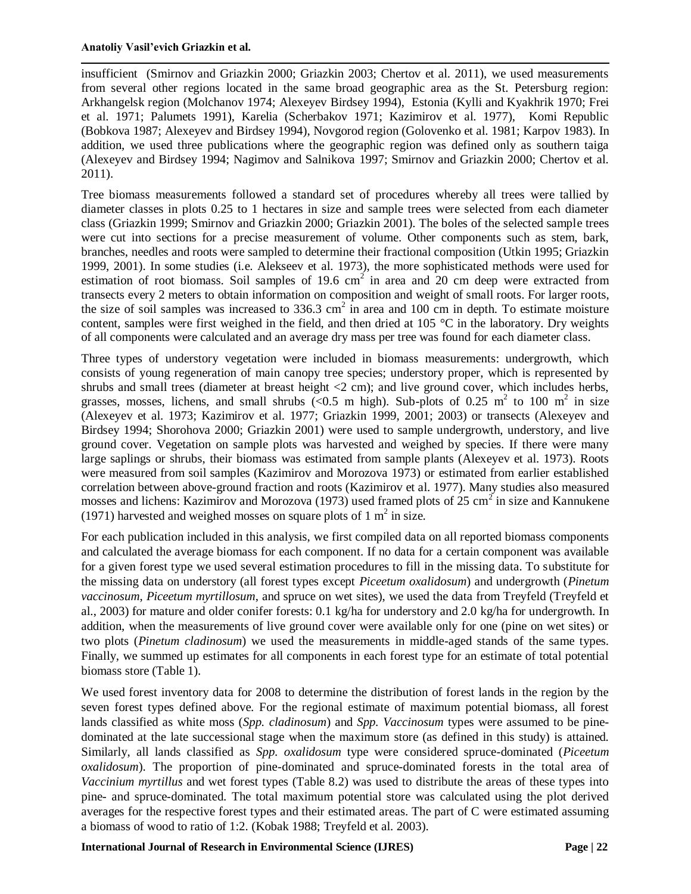insufficient (Smirnov and Griazkin 2000; Griazkin 2003; Chertov et al. 2011), we used measurements from several other regions located in the same broad geographic area as the St. Petersburg region: Arkhangelsk region (Molchanov 1974; Alexeyev Birdsey 1994), Estonia (Kylli and Kyakhrik 1970; Frei et al. 1971; Palumets 1991), Karelia (Scherbakov 1971; Kazimirov et al. 1977), Komi Republic (Bobkova 1987; Alexeyev and Birdsey 1994), Novgorod region (Golovenko et al. 1981; Karpov 1983). In addition, we used three publications where the geographic region was defined only as southern taiga (Alexeyev and Birdsey 1994; Nagimov and Salnikova 1997; Smirnov and Griazkin 2000; Chertov et al. 2011).

Tree biomass measurements followed a standard set of procedures whereby all trees were tallied by diameter classes in plots 0.25 to 1 hectares in size and sample trees were selected from each diameter class (Griazkin 1999; Smirnov and Griazkin 2000; Griazkin 2001). The boles of the selected sample trees were cut into sections for a precise measurement of volume. Other components such as stem, bark, branches, needles and roots were sampled to determine their fractional composition (Utkin 1995; Griazkin 1999, 2001). In some studies (i.e. Alekseev et al. 1973), the more sophisticated methods were used for estimation of root biomass. Soil samples of 19.6 $cm^2$ in area and 20 cm deep were extracted from transects every 2 meters to obtain information on composition and weight of small roots. For larger roots, the size of soil samples was increased to 336.3 $cm^2$ in area and 100 cm in depth. To estimate moisture content, samples were first weighed in the field, and then dried at 105 °C in the laboratory. Dry weights of all components were calculated and an average dry mass per tree was found for each diameter class.

Three types of understory vegetation were included in biomass measurements: undergrowth, which consists of young regeneration of main canopy tree species; understory proper, which is represented by shrubs and small trees (diameter at breast height <2 cm); and live ground cover, which includes herbs, grasses, mosses, lichens, and small shrubs (<0.5 m high). Sub-plots of 0.25 $m^2$ to 100 $m^2$ in size (Alexeyev et al. 1973; Kazimirov et al. 1977; Griazkin 1999, 2001; 2003) or transects (Alexeyev and Birdsey 1994; Shorohova 2000; Griazkin 2001) were used to sample undergrowth, understory, and live ground cover. Vegetation on sample plots was harvested and weighed by species. If there were many large saplings or shrubs, their biomass was estimated from sample plants (Alexeyev et al. 1973). Roots were measured from soil samples (Kazimirov and Morozova 1973) or estimated from earlier established correlation between above-ground fraction and roots (Kazimirov et al. 1977). Many studies also measured mosses and lichens: Kazimirov and Morozova (1973) used framed plots of 25 $cm^2$ in size and Kannukene (1971) harvested and weighed mosses on square plots of 1 $m^2$ in size.

For each publication included in this analysis, we first compiled data on all reported biomass components and calculated the average biomass for each component. If no data for a certain component was available for a given forest type we used several estimation procedures to fill in the missing data. To substitute for the missing data on understory (all forest types except *Piceetum oxalidosum*) and undergrowth (*Pinetum vaccinosum*, *Piceetum myrtillosum*, and spruce on wet sites), we used the data from Treyfeld (Treyfeld et al., 2003) for mature and older conifer forests: 0.1 kg/ha for understory and 2.0 kg/ha for undergrowth. In addition, when the measurements of live ground cover were available only for one (pine on wet sites) or two plots (*Pinetum cladinosum*) we used the measurements in middle-aged stands of the same types. Finally, we summed up estimates for all components in each forest type for an estimate of total potential biomass store (Table 1).

We used forest inventory data for 2008 to determine the distribution of forest lands in the region by the seven forest types defined above. For the regional estimate of maximum potential biomass, all forest lands classified as white moss (*Spp. cladinosum*) and *Spp. Vaccinosum* types were assumed to be pine-dominated at the late successional stage when the maximum store (as defined in this study) is attained. Similarly, all lands classified as *Spp. oxalidosum* type were considered spruce-dominated (*Piceetum oxalidosum*). The proportion of pine-dominated and spruce-dominated forests in the total area of *Vaccinium myrtillus* and wet forest types (Table 8.2) was used to distribute the areas of these types into pine- and spruce-dominated. The total maximum potential store was calculated using the plot derived averages for the respective forest types and their estimated areas. The part of C were estimated assuming a biomass of wood to ratio of 1:2. (Kobak 1988; Treyfeld et al. 2003).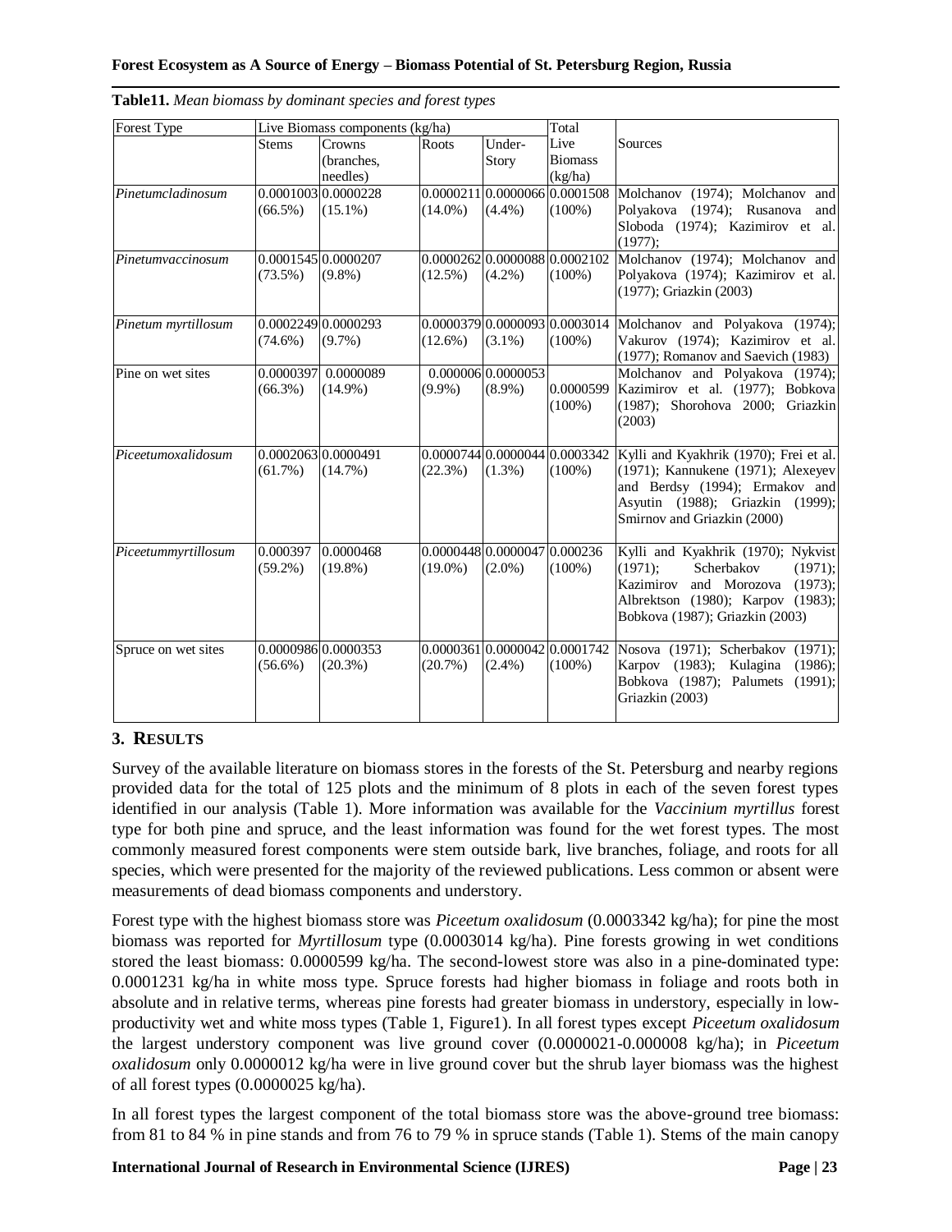**Table11.** *Mean biomass by dominant species and forest types*

| Forest Type | Live Biomass components (kg/ha) | | | | Total Live Biomass (kg/ha) | Sources |
|---|---|---|---|---|---|---|
| | Stems | Crowns (branches, needles) | Roots | Under-Story | | |
| *Pinetumcladinosum* | 0.0001003 (66.5%) | 0.0000228 (15.1%) | 0.0000211 (14.0%) | 0.0000066 (4.4%) | 0.0001508 (100%) | Molchanov (1974); Molchanov and Polyakova (1974); Rusanova and Sloboda (1974); Kazimirov et al. (1977); |
| *Pinetumvaccinosum* | 0.0001545 (73.5%) | 0.0000207 (9.8%) | 0.0000262 (12.5%) | 0.0000088 (4.2%) | 0.0002102 (100%) | Molchanov (1974); Molchanov and Polyakova (1974); Kazimirov et al. (1977); Griazkin (2003) |
| *Pinetum myrtillosum* | 0.0002249 (74.6%) | 0.0000293 (9.7%) | 0.0000379 (12.6%) | 0.0000093 (3.1%) | 0.0003014 (100%) | Molchanov and Polyakova (1974); Vakurov (1974); Kazimirov et al. (1977); Romanov and Saevich (1983) |
| Pine on wet sites | 0.0000397 (66.3%) | 0.0000089 (14.9%) | 0.000006 (9.9%) | 0.0000053 (8.9%) | 0.0000599 (100%) | Molchanov and Polyakova (1974); Kazimirov et al. (1977); Bobkova (1987); Shorohova 2000; Griazkin (2003) |
| *Piceetumoxalidosum* | 0.0002063 (61.7%) | 0.0000491 (14.7%) | 0.0000744 (22.3%) | 0.0000044 (1.3%) | 0.0003342 (100%) | Kylli and Kyakhrik (1970); Frei et al. (1971); Kannukene (1971); Alexeyev and Berdsy (1994); Ermakov and Asyutin (1988); Griazkin (1999); Smirnov and Griazkin (2000) |
| *Piceetummyrtillosum* | 0.000397 (59.2%) | 0.0000468 (19.8%) | 0.0000448 (19.0%) | 0.0000047 (2.0%) | 0.000236 (100%) | Kylli and Kyakhrik (1970); Nykvist (1971); Scherbakov (1971); Kazimirov and Morozova (1973); Albrektson (1980); Karpov (1983); Bobkova (1987); Griazkin (2003) |
| Spruce on wet sites | 0.0000986 (56.6%) | 0.0000353 (20.3%) | 0.0000361 (20.7%) | 0.0000042 (2.4%) | 0.0001742 (100%) | Nosova (1971); Scherbakov (1971); Karpov (1983); Kulagina (1986); Bobkova (1987); Palumets (1991); Griazkin (2003) |

## 3. RESULTS

Survey of the available literature on biomass stores in the forests of the St. Petersburg and nearby regions provided data for the total of 125 plots and the minimum of 8 plots in each of the seven forest types identified in our analysis (Table 1). More information was available for the *Vaccinium myrtillus* forest type for both pine and spruce, and the least information was found for the wet forest types. The most commonly measured forest components were stem outside bark, live branches, foliage, and roots for all species, which were presented for the majority of the reviewed publications. Less common or absent were measurements of dead biomass components and understory.

Forest type with the highest biomass store was *Piceetum oxalidosum* (0.0003342 kg/ha); for pine the most biomass was reported for *Myrtillosum* type (0.0003014 kg/ha). Pine forests growing in wet conditions stored the least biomass: 0.0000599 kg/ha. The second-lowest store was also in a pine-dominated type: 0.0001231 kg/ha in white moss type. Spruce forests had higher biomass in foliage and roots both in absolute and in relative terms, whereas pine forests had greater biomass in understory, especially in low-productivity wet and white moss types (Table 1, Figure1). In all forest types except *Piceetum oxalidosum* the largest understory component was live ground cover (0.0000021-0.000008 kg/ha); in *Piceetum oxalidosum* only 0.0000012 kg/ha were in live ground cover but the shrub layer biomass was the highest of all forest types (0.0000025 kg/ha).

In all forest types the largest component of the total biomass store was the above-ground tree biomass: from 81 to 84 % in pine stands and from 76 to 79 % in spruce stands (Table 1). Stems of the main canopy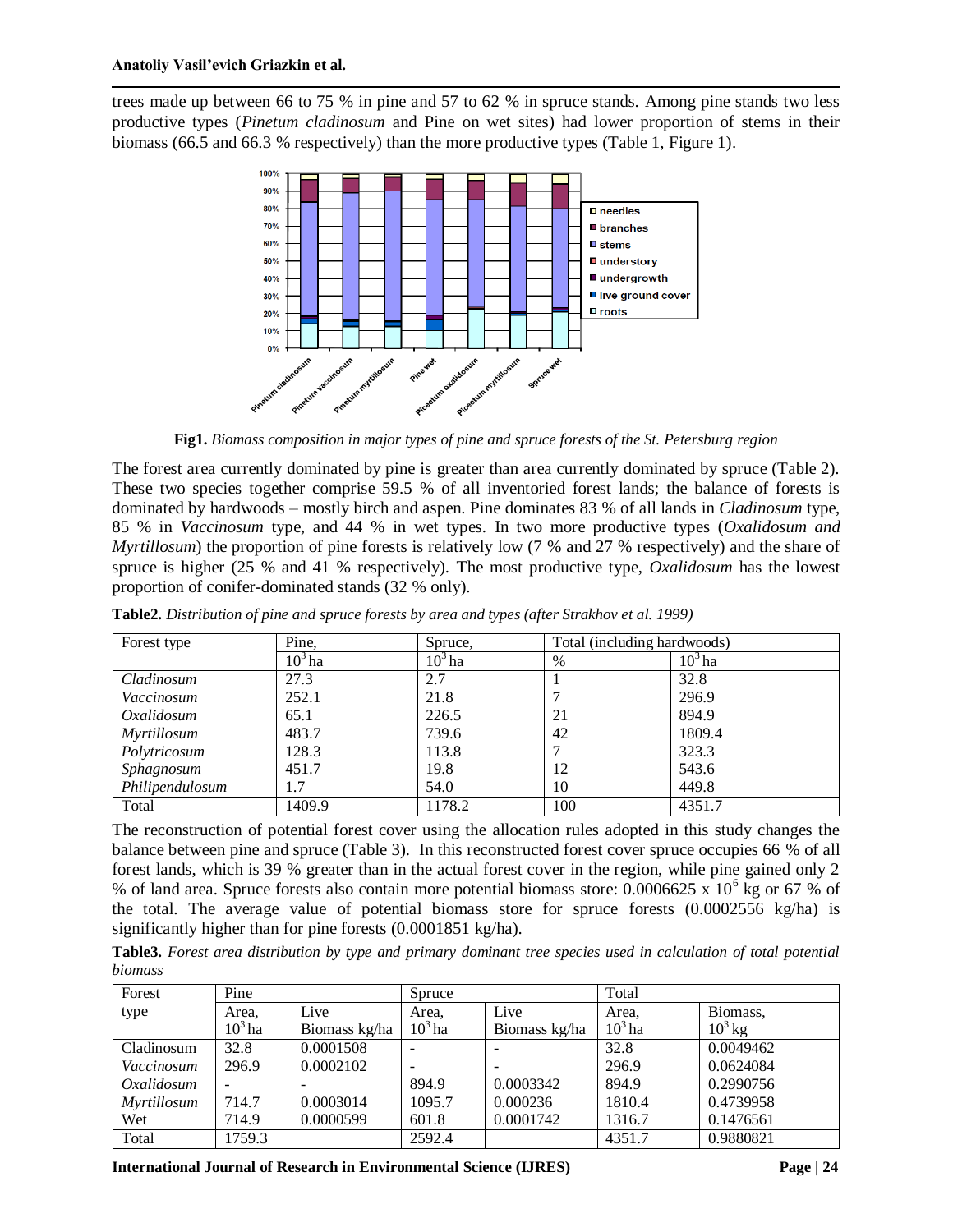trees made up between 66 to 75 % in pine and 57 to 62 % in spruce stands. Among pine stands two less productive types (*Pinetum cladinosum* and Pine on wet sites) had lower proportion of stems in their biomass (66.5 and 66.3 % respectively) than the more productive types (Table 1, Figure 1).

**Fig1.** *Biomass composition in major types of pine and spruce forests of the St. Petersburg region*

The forest area currently dominated by pine is greater than area currently dominated by spruce (Table 2). These two species together comprise 59.5 % of all inventoried forest lands; the balance of forests is dominated by hardwoods – mostly birch and aspen. Pine dominates 83 % of all lands in *Cladinosum* type, 85 % in *Vaccinosum* type, and 44 % in wet types. In two more productive types (*Oxalidosum and Myrtillosum*) the proportion of pine forests is relatively low (7 % and 27 % respectively) and the share of spruce is higher (25 % and 41 % respectively). The most productive type, *Oxalidosum* has the lowest proportion of conifer-dominated stands (32 % only).

**Table2.** *Distribution of pine and spruce forests by area and types (after Strakhov et al. 1999)*

| Forest type | Pine, | Spruce, | Total (including hardwoods) | |
|---|---|---|---|---|
| | $10^3$ ha | $10^3$ ha | % | $10^3$ ha |
| *Cladinosum* | 27.3 | 2.7 | 1 | 32.8 |
| *Vaccinosum* | 252.1 | 21.8 | 7 | 296.9 |
| *Oxalidosum* | 65.1 | 226.5 | 21 | 894.9 |
| *Myrtillosum* | 483.7 | 739.6 | 42 | 1809.4 |
| *Polytricosum* | 128.3 | 113.8 | 7 | 323.3 |
| *Sphagnosum* | 451.7 | 19.8 | 12 | 543.6 |
| *Philipendulosum* | 1.7 | 54.0 | 10 | 449.8 |
| Total | 1409.9 | 1178.2 | 100 | 4351.7 |

The reconstruction of potential forest cover using the allocation rules adopted in this study changes the balance between pine and spruce (Table 3). In this reconstructed forest cover spruce occupies 66 % of all forest lands, which is 39 % greater than in the actual forest cover in the region, while pine gained only 2 % of land area. Spruce forests also contain more potential biomass store: 0.0006625 x $10^6$ kg or 67 % of the total. The average value of potential biomass store for spruce forests (0.0002556 kg/ha) is significantly higher than for pine forests (0.0001851 kg/ha).

**Table3.** *Forest area distribution by type and primary dominant tree species used in calculation of total potential biomass*

| Forest type | Pine | | Spruce | | Total | |
|---|---|---|---|---|---|---|
| | Area, $10^3$ ha | Live Biomass kg/ha | Area, $10^3$ ha | Live Biomass kg/ha | Area, $10^3$ ha | Biomass, $10^3$ kg |
| Cladinosum | 32.8 | 0.0001508 | - | - | 32.8 | 0.0049462 |
| *Vaccinosum* | 296.9 | 0.0002102 | - | - | 296.9 | 0.0624084 |
| *Oxalidosum* | - | - | 894.9 | 0.0003342 | 894.9 | 0.2990756 |
| *Myrtillosum* | 714.7 | 0.0003014 | 1095.7 | 0.000236 | 1810.4 | 0.4739958 |
| Wet | 714.9 | 0.0000599 | 601.8 | 0.0001742 | 1316.7 | 0.1476561 |
| Total | 1759.3 | | 2592.4 | | 4351.7 | 0.9880821 |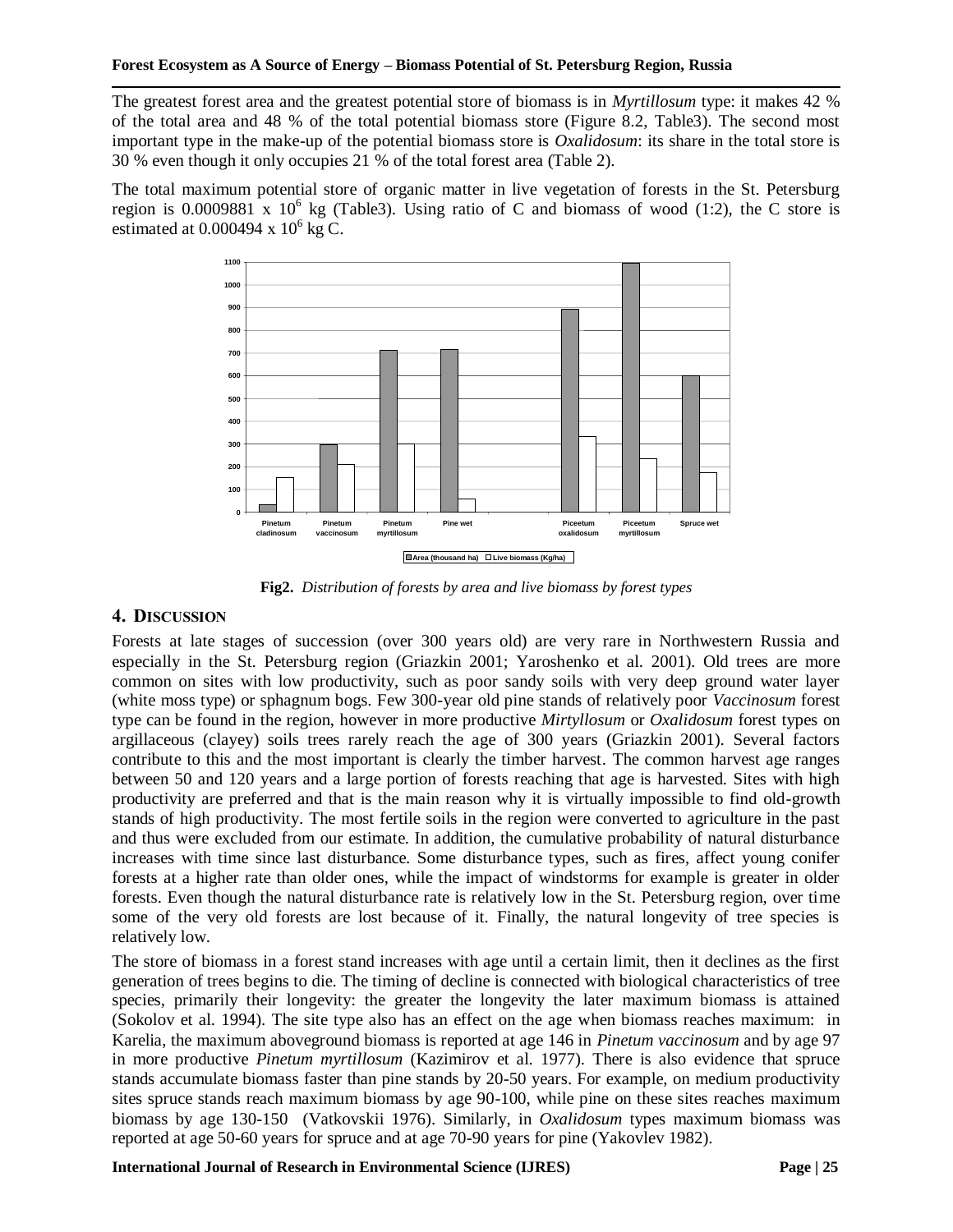The greatest forest area and the greatest potential store of biomass is in *Myrtillosum* type: it makes 42 % of the total area and 48 % of the total potential biomass store (Figure 8.2, Table3). The second most important type in the make-up of the potential biomass store is *Oxalidosum*: its share in the total store is 30 % even though it only occupies 21 % of the total forest area (Table 2).

The total maximum potential store of organic matter in live vegetation of forests in the St. Petersburg region is 0.0009881 x $10^6$ kg (Table3). Using ratio of C and biomass of wood (1:2), the C store is estimated at 0.000494 x $10^6$ kg C.

**Fig2.** *Distribution of forests by area and live biomass by forest types*

## 4. Discussion

Forests at late stages of succession (over 300 years old) are very rare in Northwestern Russia and especially in the St. Petersburg region (Griazkin 2001; Yaroshenko et al. 2001). Old trees are more common on sites with low productivity, such as poor sandy soils with very deep ground water layer (white moss type) or sphagnum bogs. Few 300-year old pine stands of relatively poor *Vaccinosum* forest type can be found in the region, however in more productive *Mirtyllosum* or *Oxalidosum* forest types on argillaceous (clayey) soils trees rarely reach the age of 300 years (Griazkin 2001). Several factors contribute to this and the most important is clearly the timber harvest. The common harvest age ranges between 50 and 120 years and a large portion of forests reaching that age is harvested. Sites with high productivity are preferred and that is the main reason why it is virtually impossible to find old-growth stands of high productivity. The most fertile soils in the region were converted to agriculture in the past and thus were excluded from our estimate. In addition, the cumulative probability of natural disturbance increases with time since last disturbance. Some disturbance types, such as fires, affect young conifer forests at a higher rate than older ones, while the impact of windstorms for example is greater in older forests. Even though the natural disturbance rate is relatively low in the St. Petersburg region, over time some of the very old forests are lost because of it. Finally, the natural longevity of tree species is relatively low.

The store of biomass in a forest stand increases with age until a certain limit, then it declines as the first generation of trees begins to die. The timing of decline is connected with biological characteristics of tree species, primarily their longevity: the greater the longevity the later maximum biomass is attained (Sokolov et al. 1994). The site type also has an effect on the age when biomass reaches maximum: in Karelia, the maximum aboveground biomass is reported at age 146 in *Pinetum vaccinosum* and by age 97 in more productive *Pinetum myrtillosum* (Kazimirov et al. 1977). There is also evidence that spruce stands accumulate biomass faster than pine stands by 20-50 years. For example, on medium productivity sites spruce stands reach maximum biomass by age 90-100, while pine on these sites reaches maximum biomass by age 130-150 (Vatkovskii 1976). Similarly, in *Oxalidosum* types maximum biomass was reported at age 50-60 years for spruce and at age 70-90 years for pine (Yakovlev 1982).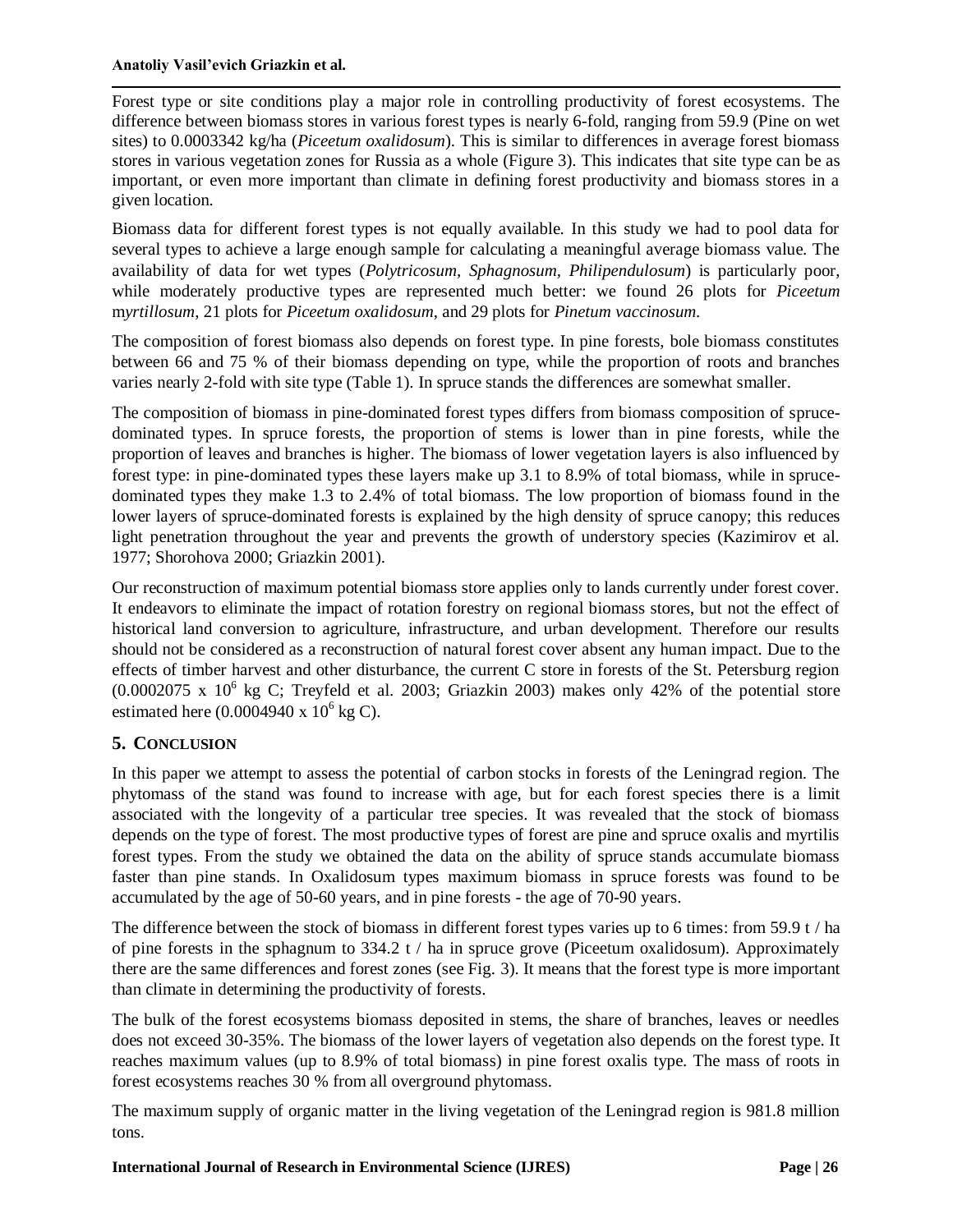Forest type or site conditions play a major role in controlling productivity of forest ecosystems. The difference between biomass stores in various forest types is nearly 6-fold, ranging from 59.9 (Pine on wet sites) to 0.0003342 kg/ha (*Piceetum oxalidosum*). This is similar to differences in average forest biomass stores in various vegetation zones for Russia as a whole (Figure 3). This indicates that site type can be as important, or even more important than climate in defining forest productivity and biomass stores in a given location.

Biomass data for different forest types is not equally available. In this study we had to pool data for several types to achieve a large enough sample for calculating a meaningful average biomass value. The availability of data for wet types (*Polytricosum, Sphagnosum, Philipendulosum*) is particularly poor, while moderately productive types are represented much better: we found 26 plots for *Piceetum myrtillosum*, 21 plots for *Piceetum oxalidosum*, and 29 plots for *Pinetum vaccinosum*.

The composition of forest biomass also depends on forest type. In pine forests, bole biomass constitutes between 66 and 75 % of their biomass depending on type, while the proportion of roots and branches varies nearly 2-fold with site type (Table 1). In spruce stands the differences are somewhat smaller.

The composition of biomass in pine-dominated forest types differs from biomass composition of spruce-dominated types. In spruce forests, the proportion of stems is lower than in pine forests, while the proportion of leaves and branches is higher. The biomass of lower vegetation layers is also influenced by forest type: in pine-dominated types these layers make up 3.1 to 8.9% of total biomass, while in spruce-dominated types they make 1.3 to 2.4% of total biomass. The low proportion of biomass found in the lower layers of spruce-dominated forests is explained by the high density of spruce canopy; this reduces light penetration throughout the year and prevents the growth of understory species (Kazimirov et al. 1977; Shorohova 2000; Griazkin 2001).

Our reconstruction of maximum potential biomass store applies only to lands currently under forest cover. It endeavors to eliminate the impact of rotation forestry on regional biomass stores, but not the effect of historical land conversion to agriculture, infrastructure, and urban development. Therefore our results should not be considered as a reconstruction of natural forest cover absent any human impact. Due to the effects of timber harvest and other disturbance, the current C store in forests of the St. Petersburg region ($0.0002075 \times 10^6$ kg C; Treyfeld et al. 2003; Griazkin 2003) makes only 42% of the potential store estimated here ($0.0004940 \times 10^6$ kg C).

## 5. Conclusion

In this paper we attempt to assess the potential of carbon stocks in forests of the Leningrad region. The phytomass of the stand was found to increase with age, but for each forest species there is a limit associated with the longevity of a particular tree species. It was revealed that the stock of biomass depends on the type of forest. The most productive types of forest are pine and spruce oxalis and myrtilis forest types. From the study we obtained the data on the ability of spruce stands accumulate biomass faster than pine stands. In Oxalidosum types maximum biomass in spruce forests was found to be accumulated by the age of 50-60 years, and in pine forests - the age of 70-90 years.

The difference between the stock of biomass in different forest types varies up to 6 times: from 59.9 t / ha of pine forests in the sphagnum to 334.2 t / ha in spruce grove (Piceetum oxalidosum). Approximately there are the same differences and forest zones (see Fig. 3). It means that the forest type is more important than climate in determining the productivity of forests.

The bulk of the forest ecosystems biomass deposited in stems, the share of branches, leaves or needles does not exceed 30-35%. The biomass of the lower layers of vegetation also depends on the forest type. It reaches maximum values (up to 8.9% of total biomass) in pine forest oxalis type. The mass of roots in forest ecosystems reaches 30 % from all overground phytomass.

The maximum supply of organic matter in the living vegetation of the Leningrad region is 981.8 million tons.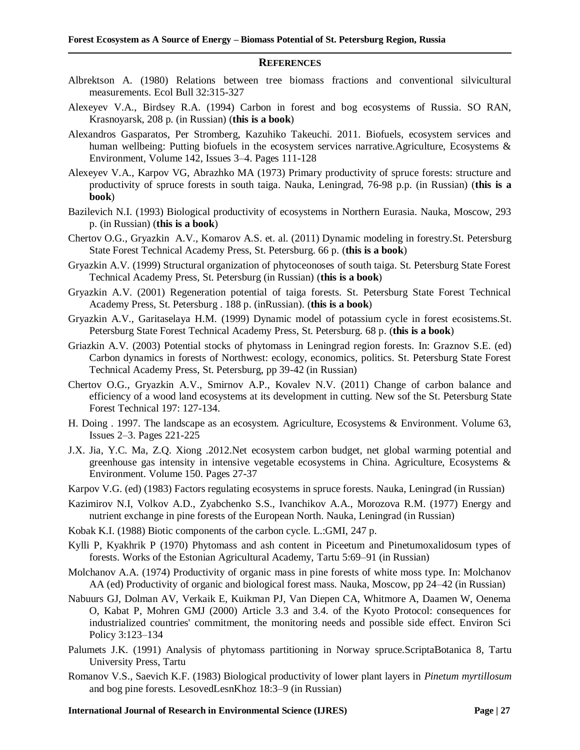## REFERENCES

Albrektson A. (1980) Relations between tree biomass fractions and conventional silvicultural measurements. Ecol Bull 32:315-327

Alexeyev V.A., Birdsey R.A. (1994) Carbon in forest and bog ecosystems of Russia. SO RAN, Krasnoyarsk, 208 p. (in Russian) (**this is a book**)

Alexandros Gasparatos, Per Stromberg, Kazuhiko Takeuchi. 2011. Biofuels, ecosystem services and human wellbeing: Putting biofuels in the ecosystem services narrative.Agriculture, Ecosystems & Environment, Volume 142, Issues 3–4. Pages 111-128

Alexeyev V.A., Karpov VG, Abrazhko MA (1973) Primary productivity of spruce forests: structure and productivity of spruce forests in south taiga. Nauka, Leningrad, 76-98 p.p. (in Russian) (**this is a book**)

Bazilevich N.I. (1993) Biological productivity of ecosystems in Northern Eurasia. Nauka, Moscow, 293 p. (in Russian) (**this is a book**)

Chertov O.G., Gryazkin A.V., Komarov A.S. et. al. (2011) Dynamic modeling in forestry.St. Petersburg State Forest Technical Academy Press, St. Petersburg. 66 p. (**this is a book**)

Gryazkin A.V. (1999) Structural organization of phytoceonoses of south taiga. St. Petersburg State Forest Technical Academy Press, St. Petersburg (in Russian) (**this is a book**)

Gryazkin A.V. (2001) Regeneration potential of taiga forests. St. Petersburg State Forest Technical Academy Press, St. Petersburg . 188 p. (inRussian). (**this is a book**)

Gryazkin A.V., Garitaselaya H.M. (1999) Dynamic model of potassium cycle in forest ecosistems.St. Petersburg State Forest Technical Academy Press, St. Petersburg. 68 p. (**this is a book**)

Griazkin A.V. (2003) Potential stocks of phytomass in Leningrad region forests. In: Graznov S.E. (ed) Carbon dynamics in forests of Northwest: ecology, economics, politics. St. Petersburg State Forest Technical Academy Press, St. Petersburg, pp 39-42 (in Russian)

Chertov O.G., Gryazkin A.V., Smirnov A.P., Kovalev N.V. (2011) Change of carbon balance and efficiency of a wood land ecosystems at its development in cutting. New sof the St. Petersburg State Forest Technical 197: 127-134.

H. Doing . 1997. The landscape as an ecosystem. Agriculture, Ecosystems & Environment. Volume 63, Issues 2–3. Pages 221-225

J.X. Jia, Y.C. Ma, Z.Q. Xiong .2012.Net ecosystem carbon budget, net global warming potential and greenhouse gas intensity in intensive vegetable ecosystems in China. Agriculture, Ecosystems & Environment. Volume 150. Pages 27-37

Karpov V.G. (ed) (1983) Factors regulating ecosystems in spruce forests. Nauka, Leningrad (in Russian)

Kazimirov N.I, Volkov A.D., Zyabchenko S.S., Ivanchikov A.A., Morozova R.M. (1977) Energy and nutrient exchange in pine forests of the European North. Nauka, Leningrad (in Russian)

Kobak K.I. (1988) Biotic components of the carbon cycle. L.:GMI, 247 p.

Kylli P, Kyakhrik P (1970) Phytomass and ash content in Piceetum and Pinetumoxalidosum types of forests. Works of the Estonian Agricultural Academy, Tartu 5:69–91 (in Russian)

Molchanov A.A. (1974) Productivity of organic mass in pine forests of white moss type. In: Molchanov AA (ed) Productivity of organic and biological forest mass. Nauka, Moscow, pp 24–42 (in Russian)

Nabuurs GJ, Dolman AV, Verkaik E, Kuikman PJ, Van Diepen CA, Whitmore A, Daamen W, Oenema O, Kabat P, Mohren GMJ (2000) Article 3.3 and 3.4. of the Kyoto Protocol: consequences for industrialized countries' commitment, the monitoring needs and possible side effect. Environ Sci Policy 3:123–134

Palumets J.K. (1991) Analysis of phytomass partitioning in Norway spruce.ScriptaBotanica 8, Tartu University Press, Tartu

Romanov V.S., Saevich K.F. (1983) Biological productivity of lower plant layers in *Pinetum myrtillosum* and bog pine forests. LesovedLesnKhoz 18:3–9 (in Russian)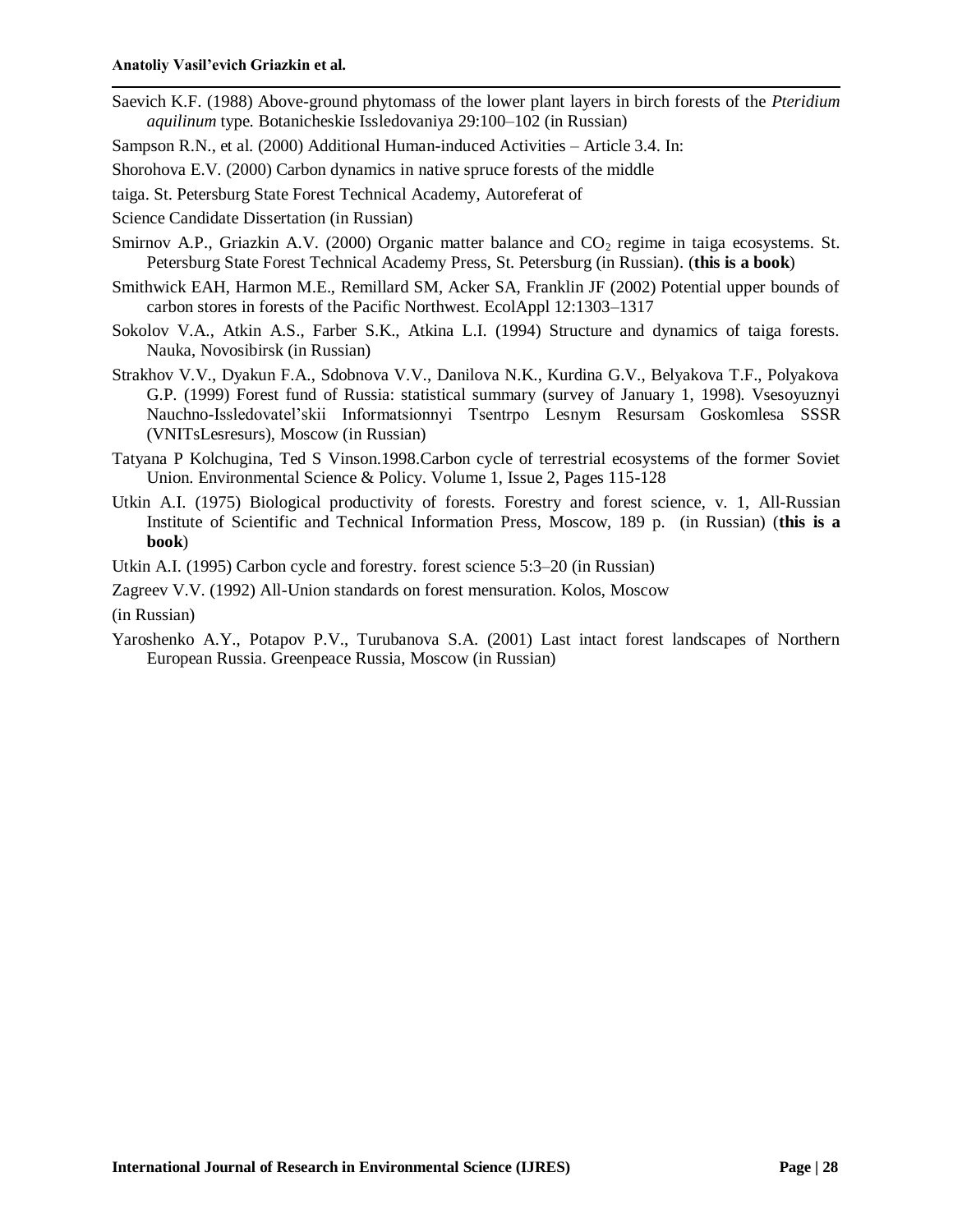Saevich K.F. (1988) Above-ground phytomass of the lower plant layers in birch forests of the *Pteridium aquilinum* type. Botanicheskie Issledovaniya 29:100–102 (in Russian)

Sampson R.N., et al. (2000) Additional Human-induced Activities – Article 3.4. In:

Shorohova E.V. (2000) Carbon dynamics in native spruce forests of the middle

taiga. St. Petersburg State Forest Technical Academy, Autoreferat of

Science Candidate Dissertation (in Russian)

Smirnov A.P., Griazkin A.V. (2000) Organic matter balance and $CO_2$ regime in taiga ecosystems. St. Petersburg State Forest Technical Academy Press, St. Petersburg (in Russian). (**this is a book**)

Smithwick EAH, Harmon M.E., Remillard SM, Acker SA, Franklin JF (2002) Potential upper bounds of carbon stores in forests of the Pacific Northwest. EcolAppl 12:1303–1317

Sokolov V.A., Atkin A.S., Farber S.K., Atkina L.I. (1994) Structure and dynamics of taiga forests. Nauka, Novosibirsk (in Russian)

Strakhov V.V., Dyakun F.A., Sdobnova V.V., Danilova N.K., Kurdina G.V., Belyakova T.F., Polyakova G.P. (1999) Forest fund of Russia: statistical summary (survey of January 1, 1998). Vsesoyuznyi Nauchno-Issledovatel'skii Informatsionnyi Tsentrpo Lesnym Resursam Goskomlesa SSSR (VNITsLesresurs), Moscow (in Russian)

Tatyana P Kolchugina, Ted S Vinson.1998.Carbon cycle of terrestrial ecosystems of the former Soviet Union. Environmental Science & Policy. Volume 1, Issue 2, Pages 115-128

Utkin A.I. (1975) Biological productivity of forests. Forestry and forest science, v. 1, All-Russian Institute of Scientific and Technical Information Press, Moscow, 189 p. (in Russian) (**this is a book**)

Utkin A.I. (1995) Carbon cycle and forestry. forest science 5:3–20 (in Russian)

Zagreev V.V. (1992) All-Union standards on forest mensuration. Kolos, Moscow

(in Russian)

Yaroshenko A.Y., Potapov P.V., Turubanova S.A. (2001) Last intact forest landscapes of Northern European Russia. Greenpeace Russia, Moscow (in Russian)